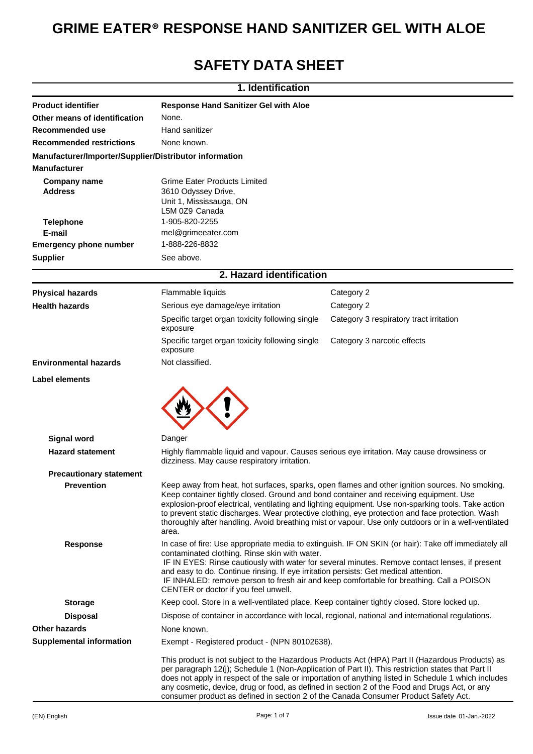# GRIME EATER® RESPONSE HAND SANITIZER GEL WITH ALOE

# SAFETY DATA SHEET

## 1. Identification

| | |
|---|---|
| **Product identifier** | **Response Hand Sanitizer Gel with Aloe** |
| **Other means of identification** | None. |
| **Recommended use** | Hand sanitizer |
| **Recommended restrictions** | None known. |

**Manufacturer/Importer/Supplier/Distributor information**

**Manufacturer**

| | |
|---|---|
| **Company name** | Grime Eater Products Limited |
| **Address** | 3610 Odyssey Drive, Unit 1, Mississauga, ON L5M 0Z9 Canada |
| **Telephone** | 1-905-820-2255 |
| **E-mail** | mel@grimeeater.com |
| **Emergency phone number** | 1-888-226-8832 |
| **Supplier** | See above. |

## 2. Hazard identification

| | | |
|---|---|---|
| **Physical hazards** | Flammable liquids | Category 2 |
| **Health hazards** | Serious eye damage/eye irritation | Category 2 |
| | Specific target organ toxicity following single exposure | Category 3 respiratory tract irritation |
| | Specific target organ toxicity following single exposure | Category 3 narcotic effects |
| **Environmental hazards** | Not classified. | |

**Label elements**

**Signal word** Danger

**Hazard statement** Highly flammable liquid and vapour. Causes serious eye irritation. May cause drowsiness or dizziness. May cause respiratory irritation.

**Precautionary statement**

**Prevention** Keep away from heat, hot surfaces, sparks, open flames and other ignition sources. No smoking. Keep container tightly closed. Ground and bond container and receiving equipment. Use explosion-proof electrical, ventilating and lighting equipment. Use non-sparking tools. Take action to prevent static discharges. Wear protective clothing, eye protection and face protection. Wash thoroughly after handling. Avoid breathing mist or vapour. Use only outdoors or in a well-ventilated area.

**Response** In case of fire: Use appropriate media to extinguish. IF ON SKIN (or hair): Take off immediately all contaminated clothing. Rinse skin with water.
IF IN EYES: Rinse cautiously with water for several minutes. Remove contact lenses, if present and easy to do. Continue rinsing. If eye irritation persists: Get medical attention.
IF INHALED: remove person to fresh air and keep comfortable for breathing. Call a POISON CENTER or doctor if you feel unwell.

**Storage** Keep cool. Store in a well-ventilated place. Keep container tightly closed. Store locked up.

**Disposal** Dispose of container in accordance with local, regional, national and international regulations.

**Other hazards** None known.

**Supplemental information** Exempt - Registered product - (NPN 80102638).

This product is not subject to the Hazardous Products Act (HPA) Part II (Hazardous Products) as per paragraph 12(j); Schedule 1 (Non-Application of Part II). This restriction states that Part II does not apply in respect of the sale or importation of anything listed in Schedule 1 which includes any cosmetic, device, drug or food, as defined in section 2 of the Food and Drugs Act, or any consumer product as defined in section 2 of the Canada Consumer Product Safety Act.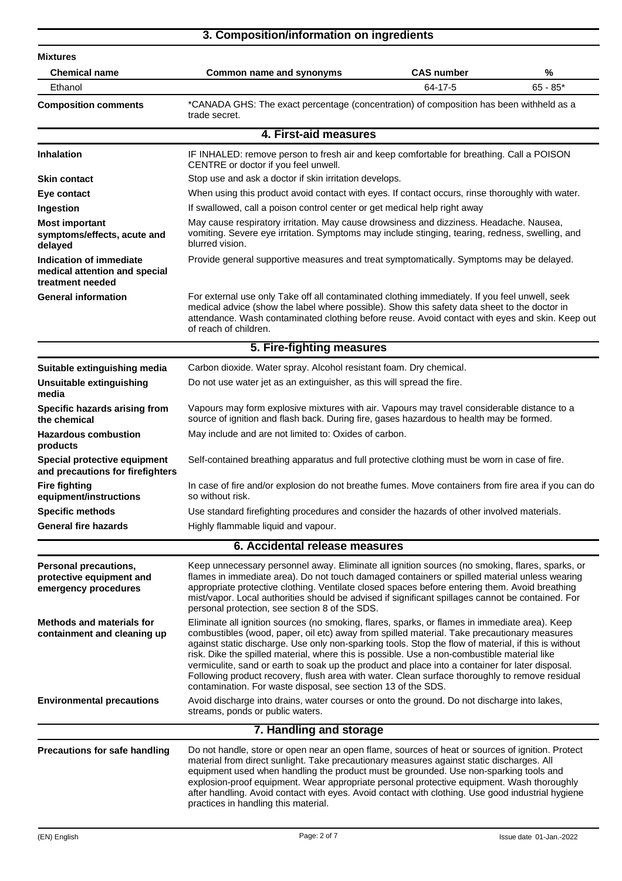## 3. Composition/information on ingredients

**Mixtures**

| Chemical name | Common name and synonyms | CAS number | % |
|---|---|---|---|
| Ethanol | | 64-17-5 | 65 - 85* |

**Composition comments**: *CANADA GHS: The exact percentage (concentration) of composition has been withheld as a trade secret.

## 4. First-aid measures

**Inhalation**: IF INHALED: remove person to fresh air and keep comfortable for breathing. Call a POISON CENTRE or doctor if you feel unwell.

**Skin contact**: Stop use and ask a doctor if skin irritation develops.

**Eye contact**: When using this product avoid contact with eyes. If contact occurs, rinse thoroughly with water.

**Ingestion**: If swallowed, call a poison control center or get medical help right away

**Most important symptoms/effects, acute and delayed**: May cause respiratory irritation. May cause drowsiness and dizziness. Headache. Nausea, vomiting. Severe eye irritation. Symptoms may include stinging, tearing, redness, swelling, and blurred vision.

**Indication of immediate medical attention and special treatment needed**: Provide general supportive measures and treat symptomatically. Symptoms may be delayed.

**General information**: For external use only Take off all contaminated clothing immediately. If you feel unwell, seek medical advice (show the label where possible). Show this safety data sheet to the doctor in attendance. Wash contaminated clothing before reuse. Avoid contact with eyes and skin. Keep out of reach of children.

## 5. Fire-fighting measures

**Suitable extinguishing media**: Carbon dioxide. Water spray. Alcohol resistant foam. Dry chemical.

**Unsuitable extinguishing media**: Do not use water jet as an extinguisher, as this will spread the fire.

**Specific hazards arising from the chemical**: Vapours may form explosive mixtures with air. Vapours may travel considerable distance to a source of ignition and flash back. During fire, gases hazardous to health may be formed.

**Hazardous combustion products**: May include and are not limited to: Oxides of carbon.

**Special protective equipment and precautions for firefighters**: Self-contained breathing apparatus and full protective clothing must be worn in case of fire.

**Fire fighting equipment/instructions**: In case of fire and/or explosion do not breathe fumes. Move containers from fire area if you can do so without risk.

**Specific methods**: Use standard firefighting procedures and consider the hazards of other involved materials.

**General fire hazards**: Highly flammable liquid and vapour.

## 6. Accidental release measures

**Personal precautions, protective equipment and emergency procedures**: Keep unnecessary personnel away. Eliminate all ignition sources (no smoking, flares, sparks, or flames in immediate area). Do not touch damaged containers or spilled material unless wearing appropriate protective clothing. Ventilate closed spaces before entering them. Avoid breathing mist/vapor. Local authorities should be advised if significant spillages cannot be contained. For personal protection, see section 8 of the SDS.

**Methods and materials for containment and cleaning up**: Eliminate all ignition sources (no smoking, flares, sparks, or flames in immediate area). Keep combustibles (wood, paper, oil etc) away from spilled material. Take precautionary measures against static discharge. Use only non-sparking tools. Stop the flow of material, if this is without risk. Dike the spilled material, where this is possible. Use a non-combustible material like vermiculite, sand or earth to soak up the product and place into a container for later disposal. Following product recovery, flush area with water. Clean surface thoroughly to remove residual contamination. For waste disposal, see section 13 of the SDS.

**Environmental precautions**: Avoid discharge into drains, water courses or onto the ground. Do not discharge into lakes, streams, ponds or public waters.

## 7. Handling and storage

**Precautions for safe handling**: Do not handle, store or open near an open flame, sources of heat or sources of ignition. Protect material from direct sunlight. Take precautionary measures against static discharges. All equipment used when handling the product must be grounded. Use non-sparking tools and explosion-proof equipment. Wear appropriate personal protective equipment. Wash thoroughly after handling. Avoid contact with eyes. Avoid contact with clothing. Use good industrial hygiene practices in handling this material.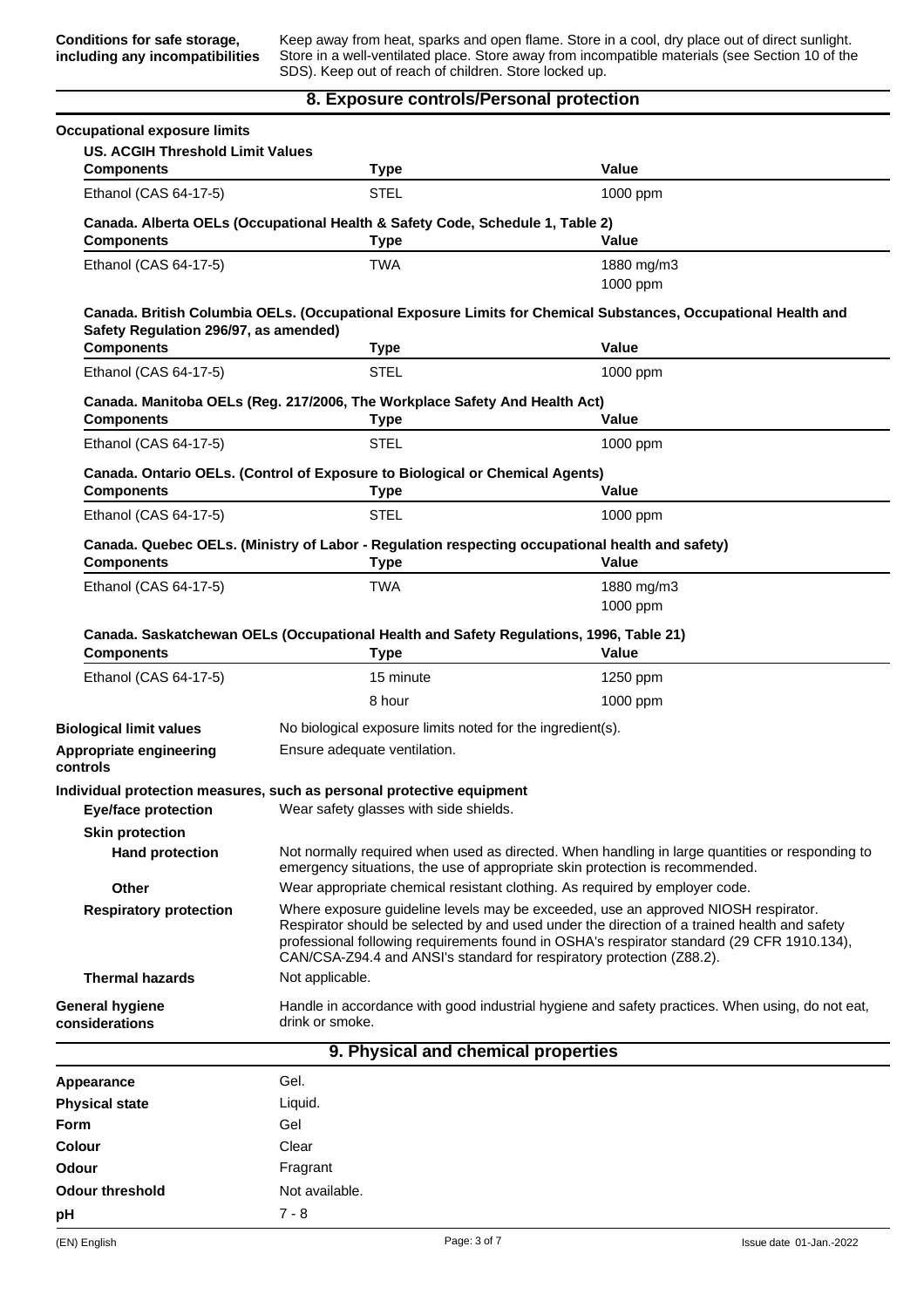| | |
|---|---|
| **Conditions for safe storage, including any incompatibilities** | Keep away from heat, sparks and open flame. Store in a cool, dry place out of direct sunlight. Store in a well-ventilated place. Store away from incompatible materials (see Section 10 of the SDS). Keep out of reach of children. Store locked up. |

## 8. Exposure controls/Personal protection

**Occupational exposure limits**

**US. ACGIH Threshold Limit Values**

| Components | Type | Value |
|---|---|---|
| Ethanol (CAS 64-17-5) | STEL | 1000 ppm |

**Canada. Alberta OELs (Occupational Health & Safety Code, Schedule 1, Table 2)**

| Components | Type | Value |
|---|---|---|
| Ethanol (CAS 64-17-5) | TWA | 1880 mg/m3 |
| | | 1000 ppm |

**Canada. British Columbia OELs. (Occupational Exposure Limits for Chemical Substances, Occupational Health and Safety Regulation 296/97, as amended)**

| Components | Type | Value |
|---|---|---|
| Ethanol (CAS 64-17-5) | STEL | 1000 ppm |

**Canada. Manitoba OELs (Reg. 217/2006, The Workplace Safety And Health Act)**

| Components | Type | Value |
|---|---|---|
| Ethanol (CAS 64-17-5) | STEL | 1000 ppm |

**Canada. Ontario OELs. (Control of Exposure to Biological or Chemical Agents)**

| Components | Type | Value |
|---|---|---|
| Ethanol (CAS 64-17-5) | STEL | 1000 ppm |

**Canada. Quebec OELs. (Ministry of Labor - Regulation respecting occupational health and safety)**

| Components | Type | Value |
|---|---|---|
| Ethanol (CAS 64-17-5) | TWA | 1880 mg/m3 |
| | | 1000 ppm |

**Canada. Saskatchewan OELs (Occupational Health and Safety Regulations, 1996, Table 21)**

| Components | Type | Value |
|---|---|---|
| Ethanol (CAS 64-17-5) | 15 minute | 1250 ppm |
| | 8 hour | 1000 ppm |

| | |
|---|---|
| **Biological limit values** | No biological exposure limits noted for the ingredient(s). |
| **Appropriate engineering controls** | Ensure adequate ventilation. |

**Individual protection measures, such as personal protective equipment**

| | |
|---|---|
| **Eye/face protection** | Wear safety glasses with side shields. |
| **Skin protection** | |
| **Hand protection** | Not normally required when used as directed. When handling in large quantities or responding to emergency situations, the use of appropriate skin protection is recommended. |
| **Other** | Wear appropriate chemical resistant clothing. As required by employer code. |
| **Respiratory protection** | Where exposure guideline levels may be exceeded, use an approved NIOSH respirator. Respirator should be selected by and used under the direction of a trained health and safety professional following requirements found in OSHA's respirator standard (29 CFR 1910.134), CAN/CSA-Z94.4 and ANSI's standard for respiratory protection (Z88.2). |
| **Thermal hazards** | Not applicable. |
| **General hygiene considerations** | Handle in accordance with good industrial hygiene and safety practices. When using, do not eat, drink or smoke. |

## 9. Physical and chemical properties

| | |
|---|---|
| **Appearance** | Gel. |
| **Physical state** | Liquid. |
| **Form** | Gel |
| **Colour** | Clear |
| **Odour** | Fragrant |
| **Odour threshold** | Not available. |
| **pH** | 7 - 8 |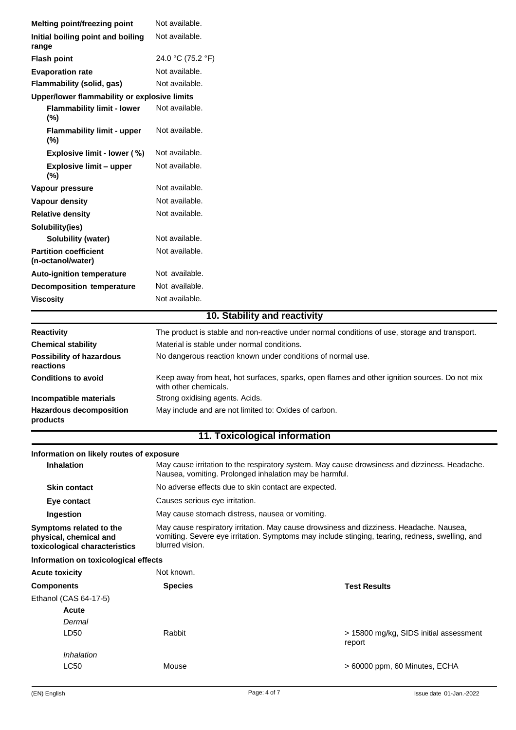| | |
|---|---|
| **Melting point/freezing point** | Not available. |
| **Initial boiling point and boiling range** | Not available. |
| **Flash point** | 24.0 °C (75.2 °F) |
| **Evaporation rate** | Not available. |
| **Flammability (solid, gas)** | Not available. |
| **Upper/lower flammability or explosive limits** | |
| **Flammability limit - lower (%)** | Not available. |
| **Flammability limit - upper (%)** | Not available. |
| **Explosive limit - lower ( %)** | Not available. |
| **Explosive limit – upper (%)** | Not available. |
| **Vapour pressure** | Not available. |
| **Vapour density** | Not available. |
| **Relative density** | Not available. |
| **Solubility(ies)** | |
| **Solubility (water)** | Not available. |
| **Partition coefficient (n-octanol/water)** | Not available. |
| **Auto-ignition temperature** | Not available. |
| **Decomposition temperature** | Not available. |
| **Viscosity** | Not available. |

## 10. Stability and reactivity

| | |
|---|---|
| **Reactivity** | The product is stable and non-reactive under normal conditions of use, storage and transport. |
| **Chemical stability** | Material is stable under normal conditions. |
| **Possibility of hazardous reactions** | No dangerous reaction known under conditions of normal use. |
| **Conditions to avoid** | Keep away from heat, hot surfaces, sparks, open flames and other ignition sources. Do not mix with other chemicals. |
| **Incompatible materials** | Strong oxidising agents. Acids. |
| **Hazardous decomposition products** | May include and are not limited to: Oxides of carbon. |

## 11. Toxicological information

**Information on likely routes of exposure**

| | |
|---|---|
| **Inhalation** | May cause irritation to the respiratory system. May cause drowsiness and dizziness. Headache. Nausea, vomiting. Prolonged inhalation may be harmful. |
| **Skin contact** | No adverse effects due to skin contact are expected. |
| **Eye contact** | Causes serious eye irritation. |
| **Ingestion** | May cause stomach distress, nausea or vomiting. |
| **Symptoms related to the physical, chemical and toxicological characteristics** | May cause respiratory irritation. May cause drowsiness and dizziness. Headache. Nausea, vomiting. Severe eye irritation. Symptoms may include stinging, tearing, redness, swelling, and blurred vision. |

**Information on toxicological effects**

**Acute toxicity** Not known.

| Components | Species | Test Results |
|---|---|---|
| Ethanol (CAS 64-17-5) | | |
| **Acute** | | |
| *Dermal* | | |
| LD50 | Rabbit | > 15800 mg/kg, SIDS initial assessment report |
| *Inhalation* | | |
| LC50 | Mouse | > 60000 ppm, 60 Minutes, ECHA |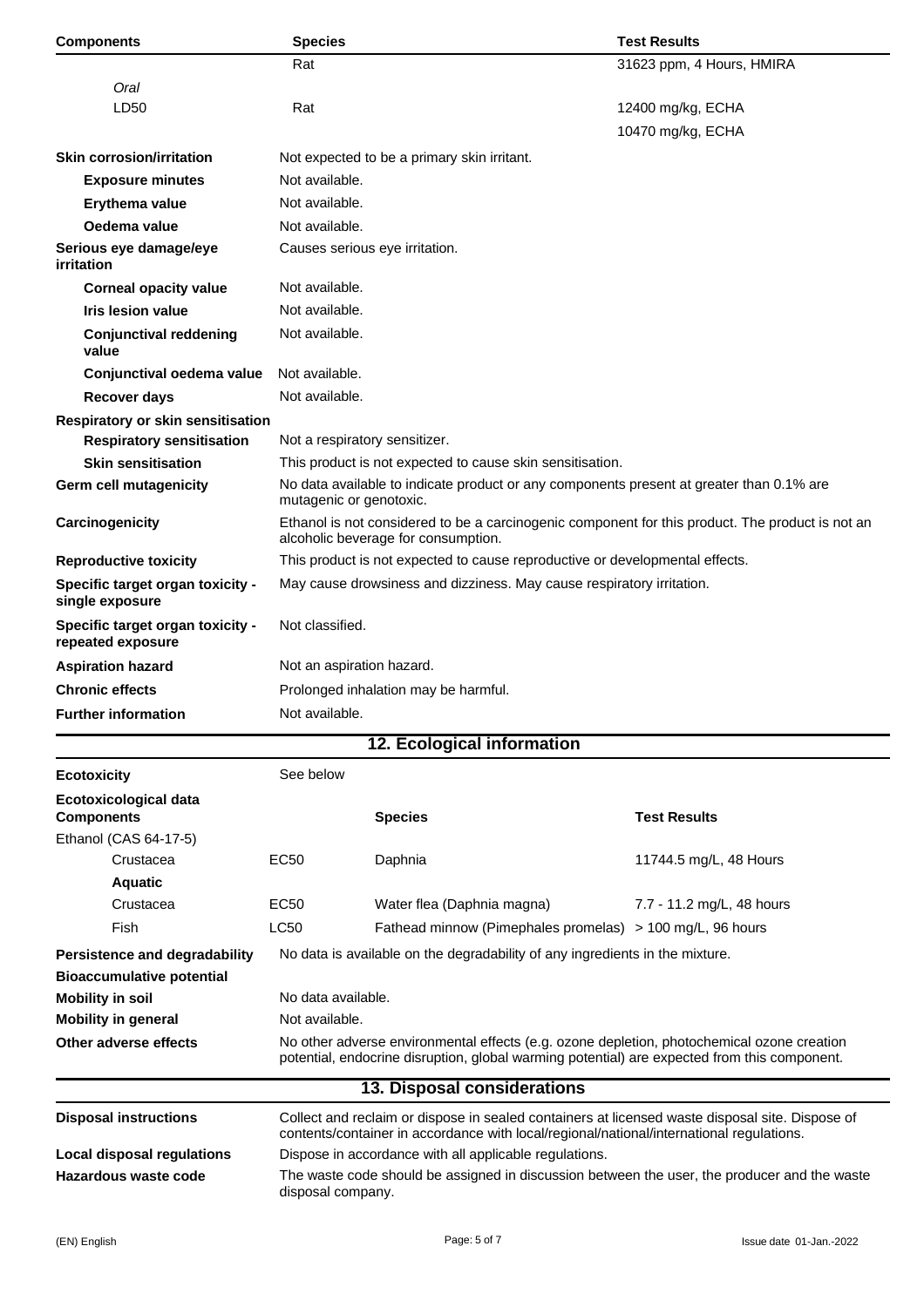| Components | Species | Test Results |
|---|---|---|
| | Rat | 31623 ppm, 4 Hours, HMIRA |
| *Oral* | | |
| LD50 | Rat | 12400 mg/kg, ECHA |
| | | 10470 mg/kg, ECHA |

**Skin corrosion/irritation** Not expected to be a primary skin irritant.

**Exposure minutes** Not available.

**Erythema value** Not available.

**Oedema value** Not available.

**Serious eye damage/eye irritation** Causes serious eye irritation.

**Corneal opacity value** Not available.

**Iris lesion value** Not available.

**Conjunctival reddening value** Not available.

**Conjunctival oedema value** Not available.

**Recover days** Not available.

**Respiratory or skin sensitisation**

**Respiratory sensitisation** Not a respiratory sensitizer.

**Skin sensitisation** This product is not expected to cause skin sensitisation.

**Germ cell mutagenicity** No data available to indicate product or any components present at greater than 0.1% are mutagenic or genotoxic.

**Carcinogenicity** Ethanol is not considered to be a carcinogenic component for this product. The product is not an alcoholic beverage for consumption.

**Reproductive toxicity** This product is not expected to cause reproductive or developmental effects.

**Specific target organ toxicity - single exposure** May cause drowsiness and dizziness. May cause respiratory irritation.

**Specific target organ toxicity - repeated exposure** Not classified.

**Aspiration hazard** Not an aspiration hazard.

**Chronic effects** Prolonged inhalation may be harmful.

**Further information** Not available.

## 12. Ecological information

**Ecotoxicity** See below

| Ecotoxicological data Components | | Species | Test Results |
|---|---|---|---|
| Ethanol (CAS 64-17-5) | | | |
| Crustacea | EC50 | Daphnia | 11744.5 mg/L, 48 Hours |
| **Aquatic** | | | |
| Crustacea | EC50 | Water flea (Daphnia magna) | 7.7 - 11.2 mg/L, 48 hours |
| Fish | LC50 | Fathead minnow (Pimephales promelas) | > 100 mg/L, 96 hours |

**Persistence and degradability** No data is available on the degradability of any ingredients in the mixture.

**Bioaccumulative potential**

**Mobility in soil** No data available.

**Mobility in general** Not available.

**Other adverse effects** No other adverse environmental effects (e.g. ozone depletion, photochemical ozone creation potential, endocrine disruption, global warming potential) are expected from this component.

## 13. Disposal considerations

**Disposal instructions** Collect and reclaim or dispose in sealed containers at licensed waste disposal site. Dispose of contents/container in accordance with local/regional/national/international regulations.

**Local disposal regulations** Dispose in accordance with all applicable regulations.

**Hazardous waste code** The waste code should be assigned in discussion between the user, the producer and the waste disposal company.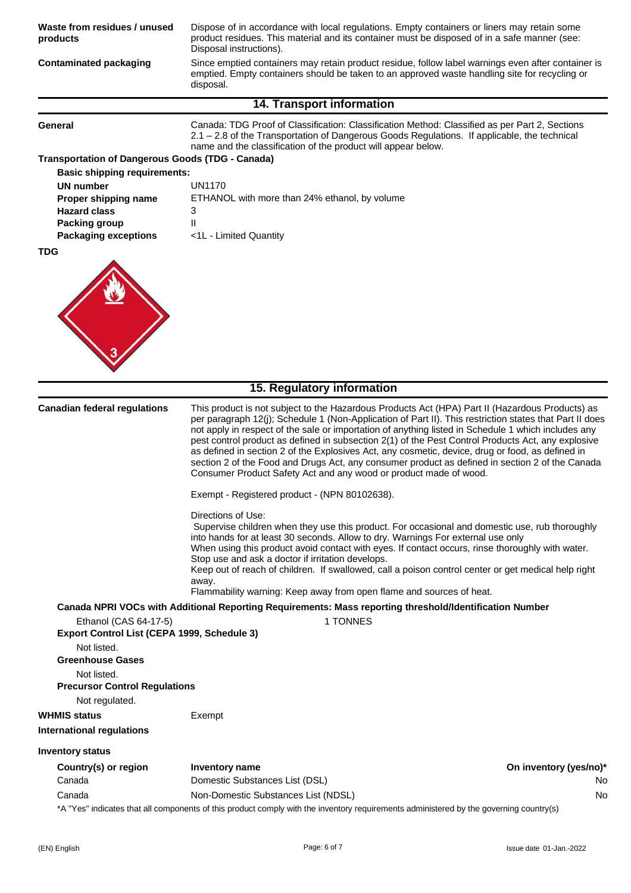**Waste from residues / unused products** Dispose of in accordance with local regulations. Empty containers or liners may retain some product residues. This material and its container must be disposed of in a safe manner (see: Disposal instructions).

**Contaminated packaging** Since emptied containers may retain product residue, follow label warnings even after container is emptied. Empty containers should be taken to an approved waste handling site for recycling or disposal.

## 14. Transport information

**General** Canada: TDG Proof of Classification: Classification Method: Classified as per Part 2, Sections 2.1 – 2.8 of the Transportation of Dangerous Goods Regulations. If applicable, the technical name and the classification of the product will appear below.

**Transportation of Dangerous Goods (TDG - Canada)**

**Basic shipping requirements:**

| | |
|---|---|
| **UN number** | UN1170 |
| **Proper shipping name** | ETHANOL with more than 24% ethanol, by volume |
| **Hazard class** | 3 |
| **Packing group** | II |
| **Packaging exceptions** | <1L - Limited Quantity |

**TDG**

## 15. Regulatory information

**Canadian federal regulations** This product is not subject to the Hazardous Products Act (HPA) Part II (Hazardous Products) as per paragraph 12(j); Schedule 1 (Non-Application of Part II). This restriction states that Part II does not apply in respect of the sale or importation of anything listed in Schedule 1 which includes any pest control product as defined in subsection 2(1) of the Pest Control Products Act, any explosive as defined in section 2 of the Explosives Act, any cosmetic, device, drug or food, as defined in section 2 of the Food and Drugs Act, any consumer product as defined in section 2 of the Canada Consumer Product Safety Act and any wood or product made of wood.

Exempt - Registered product - (NPN 80102638).

Directions of Use:
Supervise children when they use this product. For occasional and domestic use, rub thoroughly into hands for at least 30 seconds. Allow to dry. Warnings For external use only
When using this product avoid contact with eyes. If contact occurs, rinse thoroughly with water.
Stop use and ask a doctor if irritation develops.
Keep out of reach of children. If swallowed, call a poison control center or get medical help right away.
Flammability warning: Keep away from open flame and sources of heat.

**Canada NPRI VOCs with Additional Reporting Requirements: Mass reporting threshold/Identification Number**

Ethanol (CAS 64-17-5) 1 TONNES

**Export Control List (CEPA 1999, Schedule 3)**

Not listed.

**Greenhouse Gases**

Not listed.

**Precursor Control Regulations**

Not regulated.

**WHMIS status** Exempt

**International regulations**

**Inventory status**

| Country(s) or region | Inventory name | On inventory (yes/no)* |
|---|---|---|
| Canada | Domestic Substances List (DSL) | No |
| Canada | Non-Domestic Substances List (NDSL) | No |

*A "Yes" indicates that all components of this product comply with the inventory requirements administered by the governing country(s)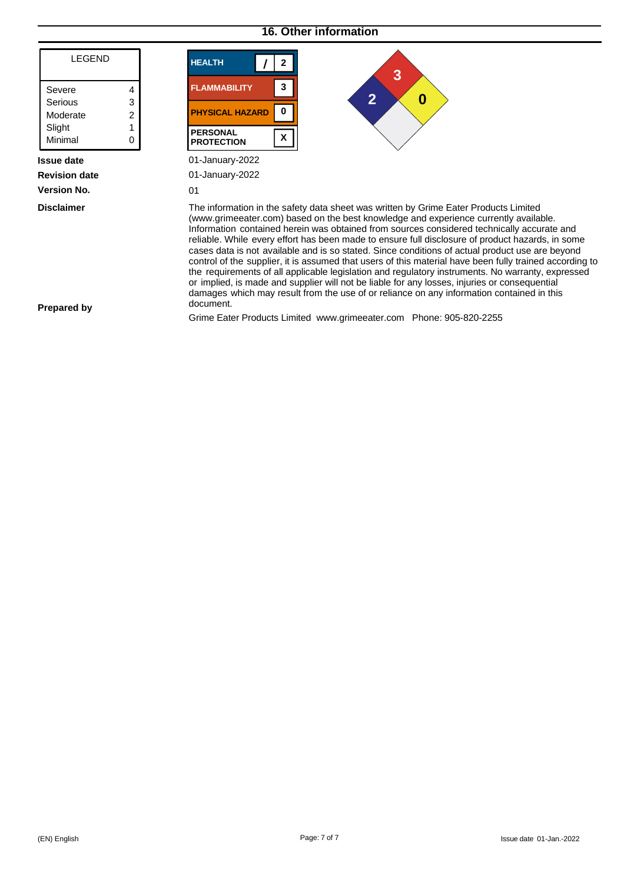## 16. Other information

| LEGEND | |
|---|---|
| Severe | 4 |
| Serious | 3 |
| Moderate | 2 |
| Slight | 1 |
| Minimal | 0 |

| | |
|---|---|
| HEALTH | / 2 |
| FLAMMABILITY | 3 |
| PHYSICAL HAZARD | 0 |
| PERSONAL PROTECTION | X |

3

2

0

**Issue date** 01-January-2022

**Revision date** 01-January-2022

**Version No.** 01

**Disclaimer** The information in the safety data sheet was written by Grime Eater Products Limited (www.grimeeater.com) based on the best knowledge and experience currently available. Information contained herein was obtained from sources considered technically accurate and reliable. While every effort has been made to ensure full disclosure of product hazards, in some cases data is not available and is so stated. Since conditions of actual product use are beyond control of the supplier, it is assumed that users of this material have been fully trained according to the requirements of all applicable legislation and regulatory instruments. No warranty, expressed or implied, is made and supplier will not be liable for any losses, injuries or consequential damages which may result from the use of or reliance on any information contained in this document.

**Prepared by** Grime Eater Products Limited www.grimeeater.com Phone: 905-820-2255